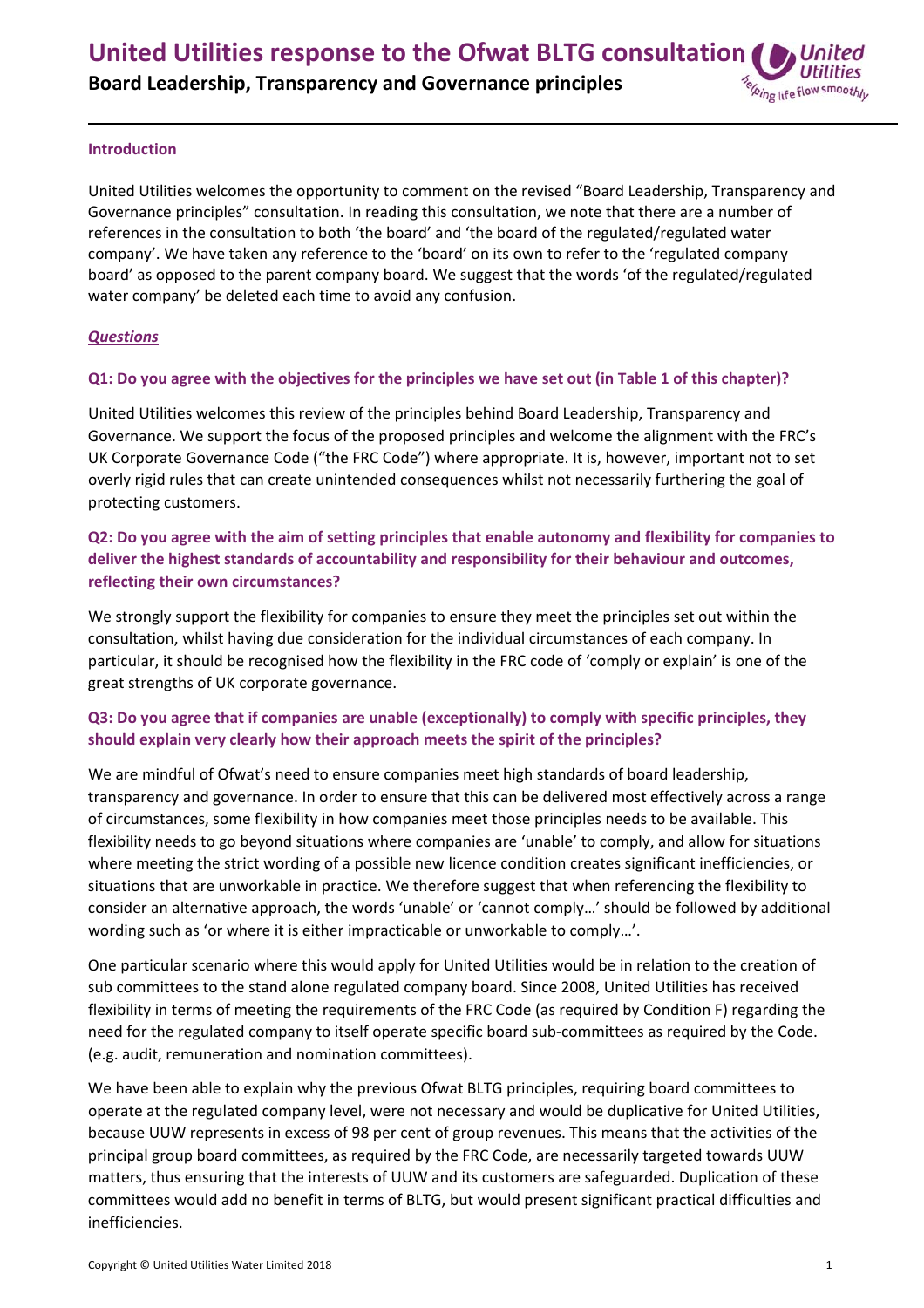# United Utilities response to the Ofwat BLTG consultation

## Board Leadership, Transparency and Governance principles

### Introduction

United Utilities welcomes the opportunity to comment on the revised "Board Leadership, Transparency and Governance principles" consultation. In reading this consultation, we note that there are a number of references in the consultation to both 'the board' and 'the board of the regulated/regulated water company'. We have taken any reference to the 'board' on its own to refer to the 'regulated company board' as opposed to the parent company board. We suggest that the words 'of the regulated/regulated water company' be deleted each time to avoid any confusion.

### *Questions*

#### Q1: Do you agree with the objectives for the principles we have set out (in Table 1 of this chapter)?

United Utilities welcomes this review of the principles behind Board Leadership, Transparency and Governance. We support the focus of the proposed principles and welcome the alignment with the FRC's UK Corporate Governance Code ("the FRC Code") where appropriate. It is, however, important not to set overly rigid rules that can create unintended consequences whilst not necessarily furthering the goal of protecting customers.

#### Q2: Do you agree with the aim of setting principles that enable autonomy and flexibility for companies to deliver the highest standards of accountability and responsibility for their behaviour and outcomes, reflecting their own circumstances?

We strongly support the flexibility for companies to ensure they meet the principles set out within the consultation, whilst having due consideration for the individual circumstances of each company. In particular, it should be recognised how the flexibility in the FRC code of 'comply or explain' is one of the great strengths of UK corporate governance.

#### Q3: Do you agree that if companies are unable (exceptionally) to comply with specific principles, they should explain very clearly how their approach meets the spirit of the principles?

We are mindful of Ofwat's need to ensure companies meet high standards of board leadership, transparency and governance. In order to ensure that this can be delivered most effectively across a range of circumstances, some flexibility in how companies meet those principles needs to be available. This flexibility needs to go beyond situations where companies are 'unable' to comply, and allow for situations where meeting the strict wording of a possible new licence condition creates significant inefficiencies, or situations that are unworkable in practice. We therefore suggest that when referencing the flexibility to consider an alternative approach, the words 'unable' or 'cannot comply…' should be followed by additional wording such as 'or where it is either impracticable or unworkable to comply…'.

One particular scenario where this would apply for United Utilities would be in relation to the creation of sub committees to the stand alone regulated company board. Since 2008, United Utilities has received flexibility in terms of meeting the requirements of the FRC Code (as required by Condition F) regarding the need for the regulated company to itself operate specific board sub-committees as required by the Code. (e.g. audit, remuneration and nomination committees).

We have been able to explain why the previous Ofwat BLTG principles, requiring board committees to operate at the regulated company level, were not necessary and would be duplicative for United Utilities, because UUW represents in excess of 98 per cent of group revenues. This means that the activities of the principal group board committees, as required by the FRC Code, are necessarily targeted towards UUW matters, thus ensuring that the interests of UUW and its customers are safeguarded. Duplication of these committees would add no benefit in terms of BLTG, but would present significant practical difficulties and inefficiencies.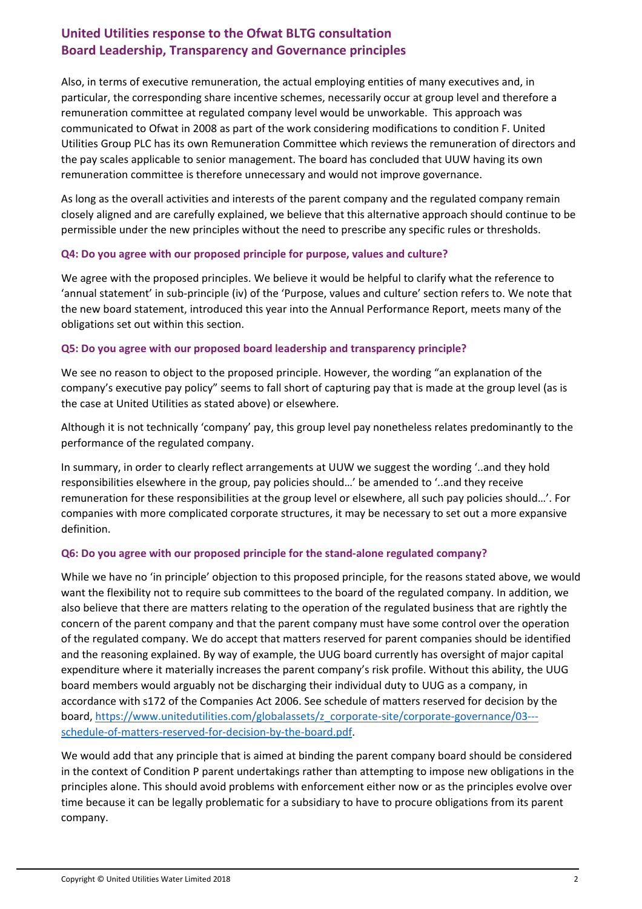Also, in terms of executive remuneration, the actual employing entities of many executives and, in particular, the corresponding share incentive schemes, necessarily occur at group level and therefore a remuneration committee at regulated company level would be unworkable. This approach was communicated to Ofwat in 2008 as part of the work considering modifications to condition F. United Utilities Group PLC has its own Remuneration Committee which reviews the remuneration of directors and the pay scales applicable to senior management. The board has concluded that UUW having its own remuneration committee is therefore unnecessary and would not improve governance.

As long as the overall activities and interests of the parent company and the regulated company remain closely aligned and are carefully explained, we believe that this alternative approach should continue to be permissible under the new principles without the need to prescribe any specific rules or thresholds.

### Q4: Do you agree with our proposed principle for purpose, values and culture?

We agree with the proposed principles. We believe it would be helpful to clarify what the reference to 'annual statement' in sub-principle (iv) of the 'Purpose, values and culture' section refers to. We note that the new board statement, introduced this year into the Annual Performance Report, meets many of the obligations set out within this section.

### Q5: Do you agree with our proposed board leadership and transparency principle?

We see no reason to object to the proposed principle. However, the wording "an explanation of the company's executive pay policy" seems to fall short of capturing pay that is made at the group level (as is the case at United Utilities as stated above) or elsewhere.

Although it is not technically 'company' pay, this group level pay nonetheless relates predominantly to the performance of the regulated company.

In summary, in order to clearly reflect arrangements at UUW we suggest the wording '..and they hold responsibilities elsewhere in the group, pay policies should…' be amended to '..and they receive remuneration for these responsibilities at the group level or elsewhere, all such pay policies should…'. For companies with more complicated corporate structures, it may be necessary to set out a more expansive definition.

### Q6: Do you agree with our proposed principle for the stand-alone regulated company?

While we have no 'in principle' objection to this proposed principle, for the reasons stated above, we would want the flexibility not to require sub committees to the board of the regulated company. In addition, we also believe that there are matters relating to the operation of the regulated business that are rightly the concern of the parent company and that the parent company must have some control over the operation of the regulated company. We do accept that matters reserved for parent companies should be identified and the reasoning explained. By way of example, the UUG board currently has oversight of major capital expenditure where it materially increases the parent company's risk profile. Without this ability, the UUG board members would arguably not be discharging their individual duty to UUG as a company, in accordance with s172 of the Companies Act 2006. See schedule of matters reserved for decision by the board, [https://www.unitedutilities.com/globalassets/z_corporate-site/corporate-governance/03---schedule-of-matters-reserved-for-decision-by-the-board.pdf](https://www.unitedutilities.com/globalassets/z_corporate-site/corporate-governance/03---schedule-of-matters-reserved-for-decision-by-the-board.pdf).

We would add that any principle that is aimed at binding the parent company board should be considered in the context of Condition P parent undertakings rather than attempting to impose new obligations in the principles alone. This should avoid problems with enforcement either now or as the principles evolve over time because it can be legally problematic for a subsidiary to have to procure obligations from its parent company.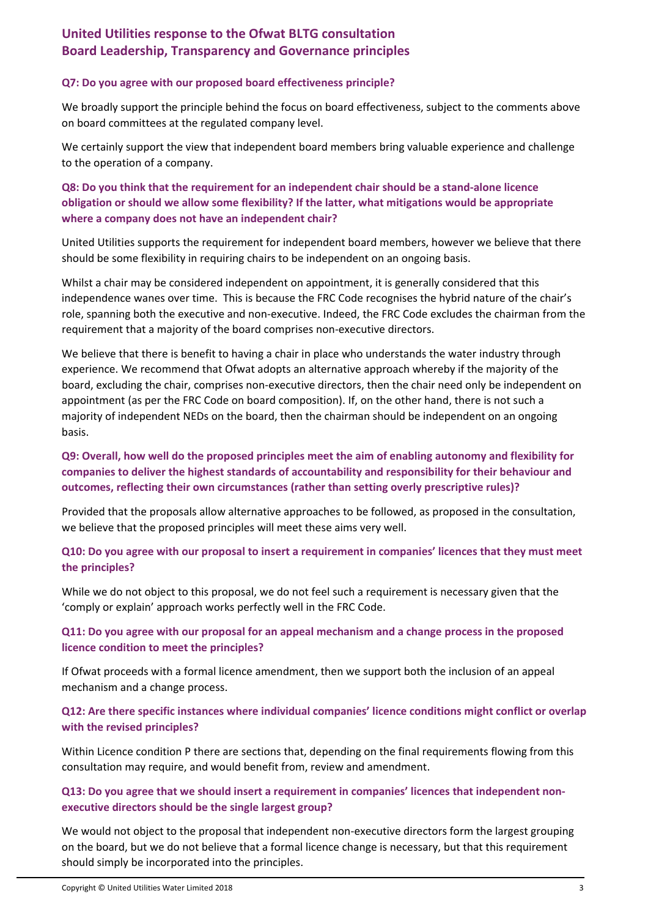Q7: Do you agree with our proposed board effectiveness principle?

We broadly support the principle behind the focus on board effectiveness, subject to the comments above on board committees at the regulated company level.

We certainly support the view that independent board members bring valuable experience and challenge to the operation of a company.

**Q8: Do you think that the requirement for an independent chair should be a stand-alone licence obligation or should we allow some flexibility? If the latter, what mitigations would be appropriate where a company does not have an independent chair?**

United Utilities supports the requirement for independent board members, however we believe that there should be some flexibility in requiring chairs to be independent on an ongoing basis.

Whilst a chair may be considered independent on appointment, it is generally considered that this independence wanes over time. This is because the FRC Code recognises the hybrid nature of the chair's role, spanning both the executive and non-executive. Indeed, the FRC Code excludes the chairman from the requirement that a majority of the board comprises non-executive directors.

We believe that there is benefit to having a chair in place who understands the water industry through experience. We recommend that Ofwat adopts an alternative approach whereby if the majority of the board, excluding the chair, comprises non-executive directors, then the chair need only be independent on appointment (as per the FRC Code on board composition). If, on the other hand, there is not such a majority of independent NEDs on the board, then the chairman should be independent on an ongoing basis.

**Q9: Overall, how well do the proposed principles meet the aim of enabling autonomy and flexibility for companies to deliver the highest standards of accountability and responsibility for their behaviour and outcomes, reflecting their own circumstances (rather than setting overly prescriptive rules)?**

Provided that the proposals allow alternative approaches to be followed, as proposed in the consultation, we believe that the proposed principles will meet these aims very well.

**Q10: Do you agree with our proposal to insert a requirement in companies' licences that they must meet the principles?**

While we do not object to this proposal, we do not feel such a requirement is necessary given that the 'comply or explain' approach works perfectly well in the FRC Code.

**Q11: Do you agree with our proposal for an appeal mechanism and a change process in the proposed licence condition to meet the principles?**

If Ofwat proceeds with a formal licence amendment, then we support both the inclusion of an appeal mechanism and a change process.

**Q12: Are there specific instances where individual companies' licence conditions might conflict or overlap with the revised principles?**

Within Licence condition P there are sections that, depending on the final requirements flowing from this consultation may require, and would benefit from, review and amendment.

**Q13: Do you agree that we should insert a requirement in companies' licences that independent non-executive directors should be the single largest group?**

We would not object to the proposal that independent non-executive directors form the largest grouping on the board, but we do not believe that a formal licence change is necessary, but that this requirement should simply be incorporated into the principles.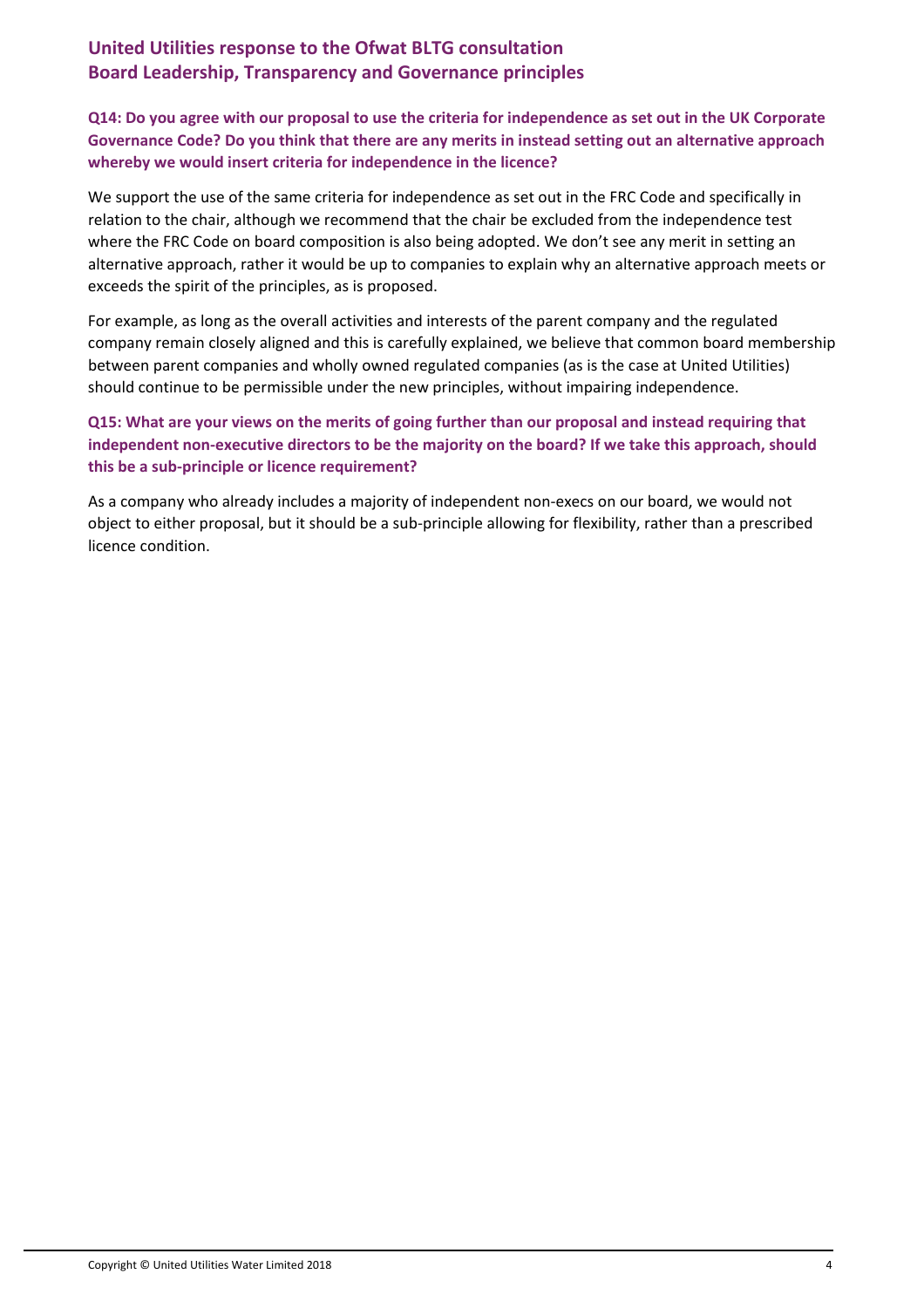**Q14: Do you agree with our proposal to use the criteria for independence as set out in the UK Corporate Governance Code? Do you think that there are any merits in instead setting out an alternative approach whereby we would insert criteria for independence in the licence?**

We support the use of the same criteria for independence as set out in the FRC Code and specifically in relation to the chair, although we recommend that the chair be excluded from the independence test where the FRC Code on board composition is also being adopted. We don't see any merit in setting an alternative approach, rather it would be up to companies to explain why an alternative approach meets or exceeds the spirit of the principles, as is proposed.

For example, as long as the overall activities and interests of the parent company and the regulated company remain closely aligned and this is carefully explained, we believe that common board membership between parent companies and wholly owned regulated companies (as is the case at United Utilities) should continue to be permissible under the new principles, without impairing independence.

**Q15: What are your views on the merits of going further than our proposal and instead requiring that independent non-executive directors to be the majority on the board? If we take this approach, should this be a sub-principle or licence requirement?**

As a company who already includes a majority of independent non-execs on our board, we would not object to either proposal, but it should be a sub-principle allowing for flexibility, rather than a prescribed licence condition.